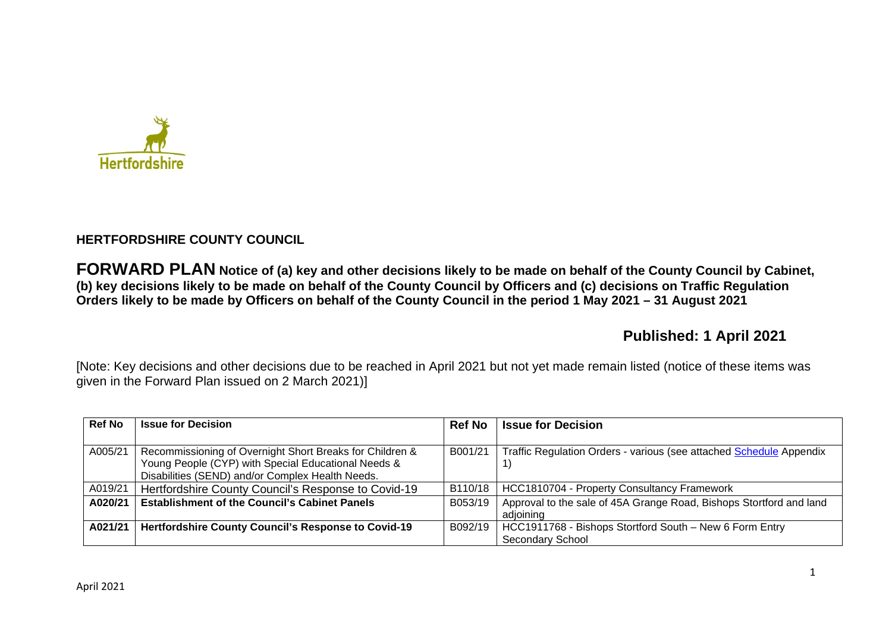**HERTFORDSHIRE COUNTY COUNCIL**

**FORWARD PLAN Notice of (a) key and other decisions likely to be made on behalf of the County Council by Cabinet, (b) key decisions likely to be made on behalf of the County Council by Officers and (c) decisions on Traffic Regulation Orders likely to be made by Officers on behalf of the County Council in the period 1 May 2021 – 31 August 2021**

**Published: 1 April 2021**

[Note: Key decisions and other decisions due to be reached in April 2021 but not yet made remain listed (notice of these items was given in the Forward Plan issued on 2 March 2021)]

| Ref No | Issue for Decision | Ref No | Issue for Decision |
|---|---|---|---|
| A005/21 | Recommissioning of Overnight Short Breaks for Children & Young People (CYP) with Special Educational Needs & Disabilities (SEND) and/or Complex Health Needs. | B001/21 | Traffic Regulation Orders - various (see attached Schedule Appendix 1) |
| A019/21 | Hertfordshire County Council's Response to Covid-19 | B110/18 | HCC1810704 - Property Consultancy Framework |
| **A020/21** | **Establishment of the Council's Cabinet Panels** | B053/19 | Approval to the sale of 45A Grange Road, Bishops Stortford and land adjoining |
| **A021/21** | **Hertfordshire County Council's Response to Covid-19** | B092/19 | HCC1911768 - Bishops Stortford South – New 6 Form Entry Secondary School |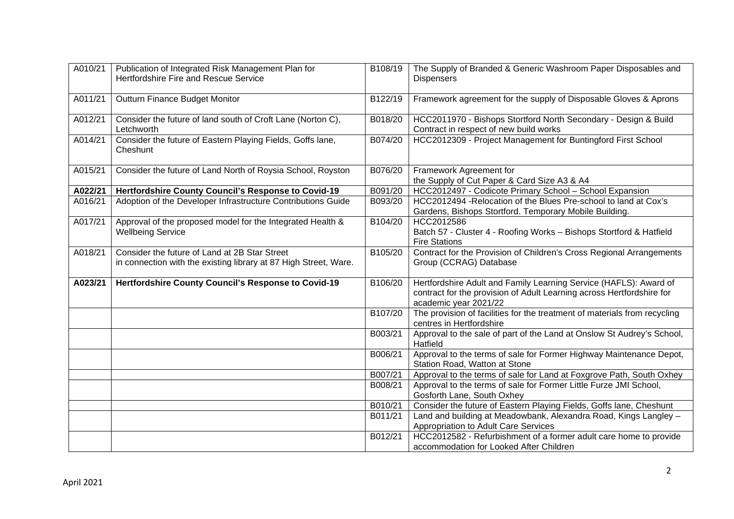| | | | |
|---|---|---|---|
| A010/21 | Publication of Integrated Risk Management Plan for Hertfordshire Fire and Rescue Service | B108/19 | The Supply of Branded & Generic Washroom Paper Disposables and Dispensers |
| A011/21 | Outturn Finance Budget Monitor | B122/19 | Framework agreement for the supply of Disposable Gloves & Aprons |
| A012/21 | Consider the future of land south of Croft Lane (Norton C), Letchworth | B018/20 | HCC2011970 - Bishops Stortford North Secondary - Design & Build Contract in respect of new build works |
| A014/21 | Consider the future of Eastern Playing Fields, Goffs lane, Cheshunt | B074/20 | HCC2012309 - Project Management for Buntingford First School |
| A015/21 | Consider the future of Land North of Roysia School, Royston | B076/20 | Framework Agreement for the Supply of Cut Paper & Card Size A3 & A4 |
| **A022/21** | **Hertfordshire County Council's Response to Covid-19** | B091/20 | HCC2012497 - Codicote Primary School – School Expansion |
| A016/21 | Adoption of the Developer Infrastructure Contributions Guide | B093/20 | HCC2012494 -Relocation of the Blues Pre-school to land at Cox's Gardens, Bishops Stortford. Temporary Mobile Building. |
| A017/21 | Approval of the proposed model for the Integrated Health & Wellbeing Service | B104/20 | HCC2012586 Batch 57 - Cluster 4 - Roofing Works – Bishops Stortford & Hatfield Fire Stations |
| A018/21 | Consider the future of Land at 2B Star Street in connection with the existing library at 87 High Street, Ware. | B105/20 | Contract for the Provision of Children's Cross Regional Arrangements Group (CCRAG) Database |
| **A023/21** | **Hertfordshire County Council's Response to Covid-19** | B106/20 | Hertfordshire Adult and Family Learning Service (HAFLS): Award of contract for the provision of Adult Learning across Hertfordshire for academic year 2021/22 |
| | | B107/20 | The provision of facilities for the treatment of materials from recycling centres in Hertfordshire |
| | | B003/21 | Approval to the sale of part of the Land at Onslow St Audrey's School, Hatfield |
| | | B006/21 | Approval to the terms of sale for Former Highway Maintenance Depot, Station Road, Watton at Stone |
| | | B007/21 | Approval to the terms of sale for Land at Foxgrove Path, South Oxhey |
| | | B008/21 | Approval to the terms of sale for Former Little Furze JMI School, Gosforth Lane, South Oxhey |
| | | B010/21 | Consider the future of Eastern Playing Fields, Goffs lane, Cheshunt |
| | | B011/21 | Land and building at Meadowbank, Alexandra Road, Kings Langley – Appropriation to Adult Care Services |
| | | B012/21 | HCC2012582 - Refurbishment of a former adult care home to provide accommodation for Looked After Children |

April 2021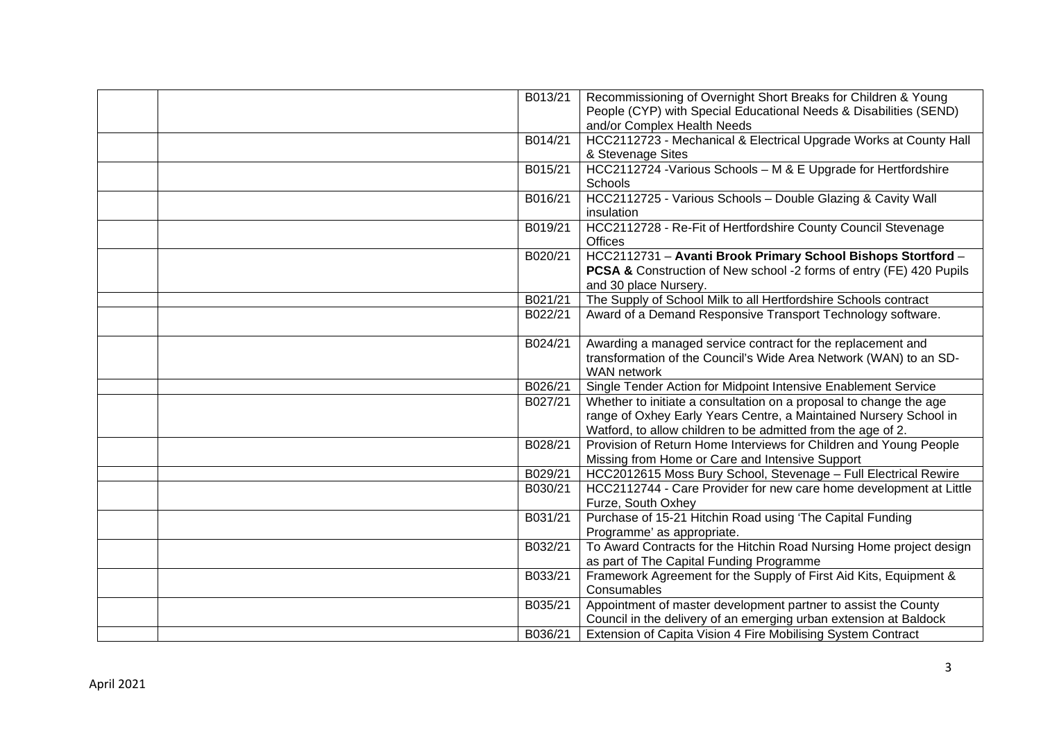| | | | |
|---|---|---|---|
| | | B013/21 | Recommissioning of Overnight Short Breaks for Children & Young People (CYP) with Special Educational Needs & Disabilities (SEND) and/or Complex Health Needs |
| | | B014/21 | HCC2112723 - Mechanical & Electrical Upgrade Works at County Hall & Stevenage Sites |
| | | B015/21 | HCC2112724 -Various Schools – M & E Upgrade for Hertfordshire Schools |
| | | B016/21 | HCC2112725 - Various Schools – Double Glazing & Cavity Wall insulation |
| | | B019/21 | HCC2112728 - Re-Fit of Hertfordshire County Council Stevenage Offices |
| | | B020/21 | HCC2112731 – **Avanti Brook Primary School Bishops Stortford** – **PCSA &** Construction of New school -2 forms of entry (FE) 420 Pupils and 30 place Nursery. |
| | | B021/21 | The Supply of School Milk to all Hertfordshire Schools contract |
| | | B022/21 | Award of a Demand Responsive Transport Technology software. |
| | | B024/21 | Awarding a managed service contract for the replacement and transformation of the Council's Wide Area Network (WAN) to an SD-WAN network |
| | | B026/21 | Single Tender Action for Midpoint Intensive Enablement Service |
| | | B027/21 | Whether to initiate a consultation on a proposal to change the age range of Oxhey Early Years Centre, a Maintained Nursery School in Watford, to allow children to be admitted from the age of 2. |
| | | B028/21 | Provision of Return Home Interviews for Children and Young People Missing from Home or Care and Intensive Support |
| | | B029/21 | HCC2012615 Moss Bury School, Stevenage – Full Electrical Rewire |
| | | B030/21 | HCC2112744 - Care Provider for new care home development at Little Furze, South Oxhey |
| | | B031/21 | Purchase of 15-21 Hitchin Road using 'The Capital Funding Programme' as appropriate. |
| | | B032/21 | To Award Contracts for the Hitchin Road Nursing Home project design as part of The Capital Funding Programme |
| | | B033/21 | Framework Agreement for the Supply of First Aid Kits, Equipment & Consumables |
| | | B035/21 | Appointment of master development partner to assist the County Council in the delivery of an emerging urban extension at Baldock |
| | | B036/21 | Extension of Capita Vision 4 Fire Mobilising System Contract |

April 2021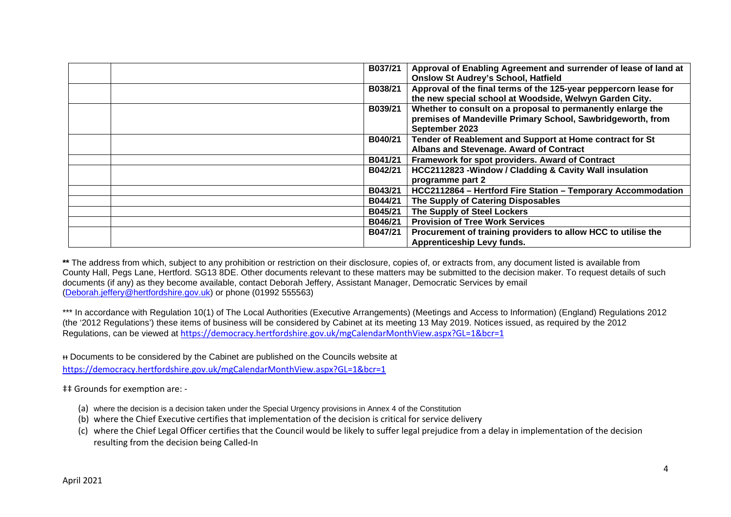| | | | |
|---|---|---|---|
| | | **B037/21** | **Approval of Enabling Agreement and surrender of lease of land at Onslow St Audrey's School, Hatfield** |
| | | **B038/21** | **Approval of the final terms of the 125-year peppercorn lease for the new special school at Woodside, Welwyn Garden City.** |
| | | **B039/21** | **Whether to consult on a proposal to permanently enlarge the premises of Mandeville Primary School, Sawbridgeworth, from September 2023** |
| | | **B040/21** | **Tender of Reablement and Support at Home contract for St Albans and Stevenage. Award of Contract** |
| | | **B041/21** | **Framework for spot providers. Award of Contract** |
| | | **B042/21** | **HCC2112823 -Window / Cladding & Cavity Wall insulation programme part 2** |
| | | **B043/21** | **HCC2112864 – Hertford Fire Station – Temporary Accommodation** |
| | | **B044/21** | **The Supply of Catering Disposables** |
| | | **B045/21** | **The Supply of Steel Lockers** |
| | | **B046/21** | **Provision of Tree Work Services** |
| | | **B047/21** | **Procurement of training providers to allow HCC to utilise the Apprenticeship Levy funds.** |

**\*\*** The address from which, subject to any prohibition or restriction on their disclosure, copies of, or extracts from, any document listed is available from County Hall, Pegs Lane, Hertford. SG13 8DE. Other documents relevant to these matters may be submitted to the decision maker. To request details of such documents (if any) as they become available, contact Deborah Jeffery, Assistant Manager, Democratic Services by email (Deborah.jeffery@hertfordshire.gov.uk) or phone (01992 555563)

\*\*\* In accordance with Regulation 10(1) of The Local Authorities (Executive Arrangements) (Meetings and Access to Information) (England) Regulations 2012 (the '2012 Regulations') these items of business will be considered by Cabinet at its meeting 13 May 2019. Notices issued, as required by the 2012 Regulations, can be viewed at https://democracy.hertfordshire.gov.uk/mgCalendarMonthView.aspx?GL=1&bcr=1

ⱡⱡ Documents to be considered by the Cabinet are published on the Councils website at https://democracy.hertfordshire.gov.uk/mgCalendarMonthView.aspx?GL=1&bcr=1

‡‡ Grounds for exemption are: -

(a) where the decision is a decision taken under the Special Urgency provisions in Annex 4 of the Constitution
(b) where the Chief Executive certifies that implementation of the decision is critical for service delivery
(c) where the Chief Legal Officer certifies that the Council would be likely to suffer legal prejudice from a delay in implementation of the decision resulting from the decision being Called-In

April 2021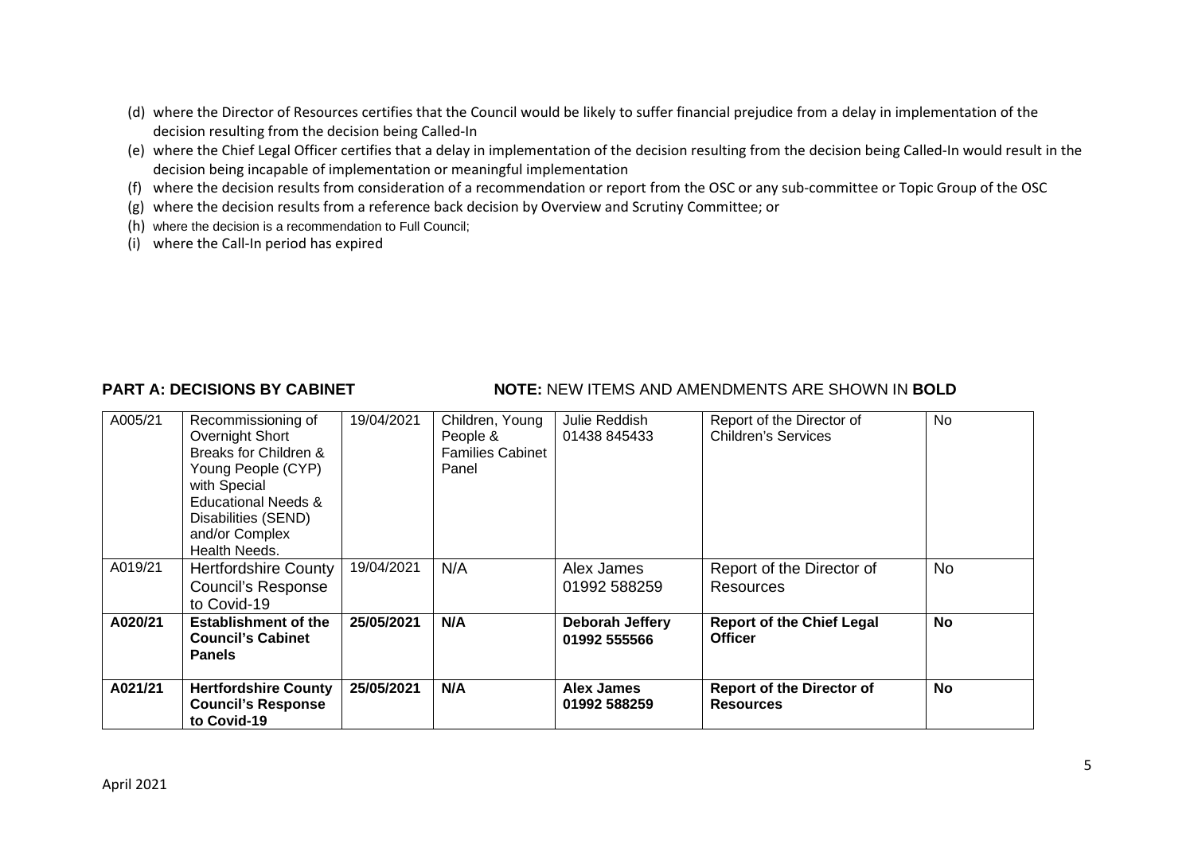(d) where the Director of Resources certifies that the Council would be likely to suffer financial prejudice from a delay in implementation of the decision resulting from the decision being Called-In
(e) where the Chief Legal Officer certifies that a delay in implementation of the decision resulting from the decision being Called-In would result in the decision being incapable of implementation or meaningful implementation
(f) where the decision results from consideration of a recommendation or report from the OSC or any sub-committee or Topic Group of the OSC
(g) where the decision results from a reference back decision by Overview and Scrutiny Committee; or
(h) where the decision is a recommendation to Full Council;
(i) where the Call-In period has expired

**PART A: DECISIONS BY CABINET** **NOTE:** NEW ITEMS AND AMENDMENTS ARE SHOWN IN **BOLD**

| | | | | | | |
|---|---|---|---|---|---|---|
| A005/21 | Recommissioning of Overnight Short Breaks for Children & Young People (CYP) with Special Educational Needs & Disabilities (SEND) and/or Complex Health Needs. | 19/04/2021 | Children, Young People & Families Cabinet Panel | Julie Reddish 01438 845433 | Report of the Director of Children's Services | No |
| A019/21 | Hertfordshire County Council's Response to Covid-19 | 19/04/2021 | N/A | Alex James 01992 588259 | Report of the Director of Resources | No |
| **A020/21** | **Establishment of the Council's Cabinet Panels** | **25/05/2021** | **N/A** | **Deborah Jeffery 01992 555566** | **Report of the Chief Legal Officer** | **No** |
| **A021/21** | **Hertfordshire County Council's Response to Covid-19** | **25/05/2021** | **N/A** | **Alex James 01992 588259** | **Report of the Director of Resources** | **No** |

April 2021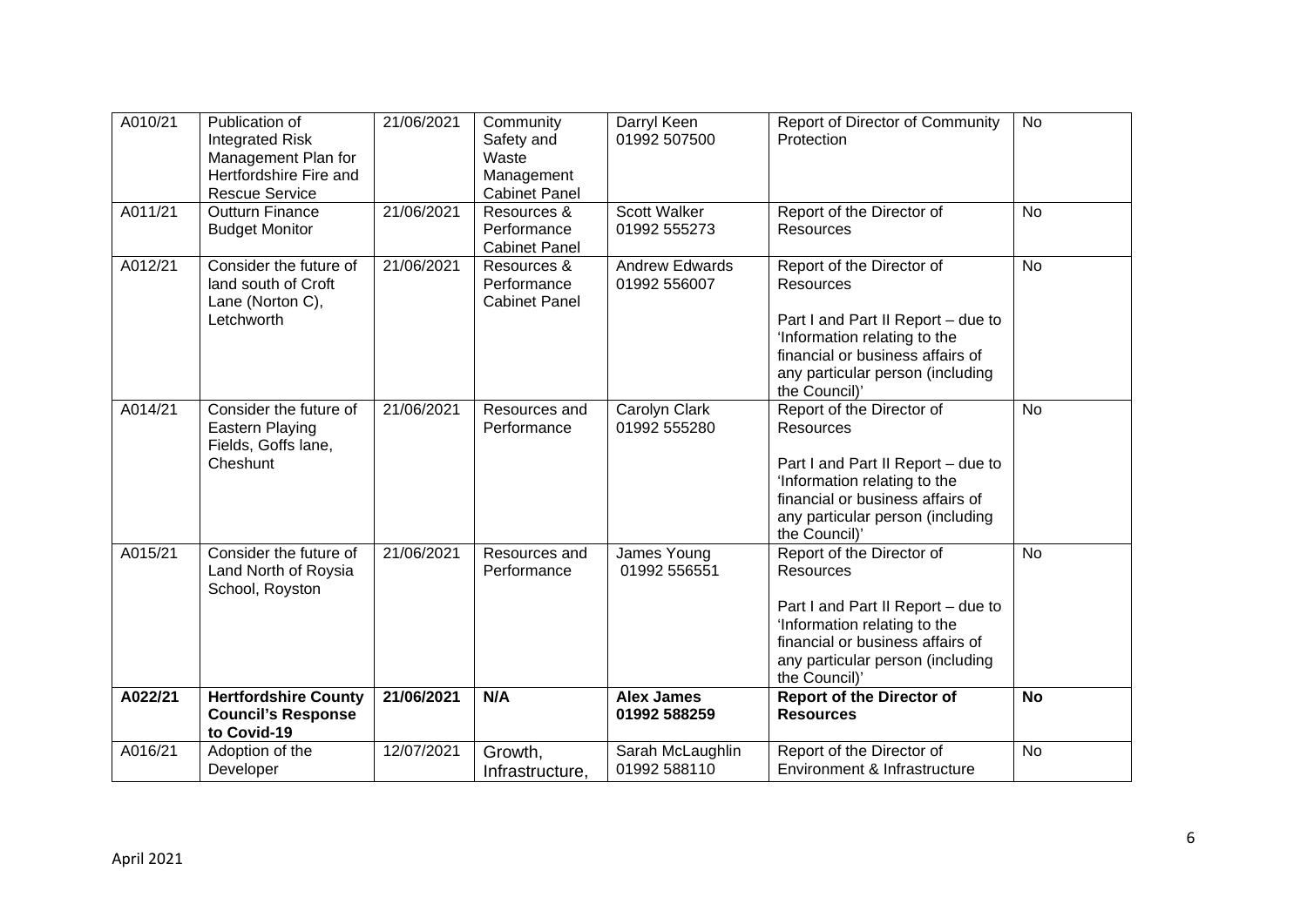| A010/21 | Publication of Integrated Risk Management Plan for Hertfordshire Fire and Rescue Service | 21/06/2021 | Community Safety and Waste Management Cabinet Panel | Darryl Keen 01992 507500 | Report of Director of Community Protection | No |
|---|---|---|---|---|---|---|
| A011/21 | Outturn Finance Budget Monitor | 21/06/2021 | Resources & Performance Cabinet Panel | Scott Walker 01992 555273 | Report of the Director of Resources | No |
| A012/21 | Consider the future of land south of Croft Lane (Norton C), Letchworth | 21/06/2021 | Resources & Performance Cabinet Panel | Andrew Edwards 01992 556007 | Report of the Director of Resources<br><br>Part I and Part II Report – due to 'Information relating to the financial or business affairs of any particular person (including the Council)' | No |
| A014/21 | Consider the future of Eastern Playing Fields, Goffs lane, Cheshunt | 21/06/2021 | Resources and Performance | Carolyn Clark 01992 555280 | Report of the Director of Resources<br><br>Part I and Part II Report – due to 'Information relating to the financial or business affairs of any particular person (including the Council)' | No |
| A015/21 | Consider the future of Land North of Roysia School, Royston | 21/06/2021 | Resources and Performance | James Young 01992 556551 | Report of the Director of Resources<br><br>Part I and Part II Report – due to 'Information relating to the financial or business affairs of any particular person (including the Council)' | No |
| **A022/21** | **Hertfordshire County Council's Response to Covid-19** | **21/06/2021** | **N/A** | **Alex James 01992 588259** | **Report of the Director of Resources** | **No** |
| A016/21 | Adoption of the Developer | 12/07/2021 | Growth, Infrastructure, | Sarah McLaughlin 01992 588110 | Report of the Director of Environment & Infrastructure | No |

April 2021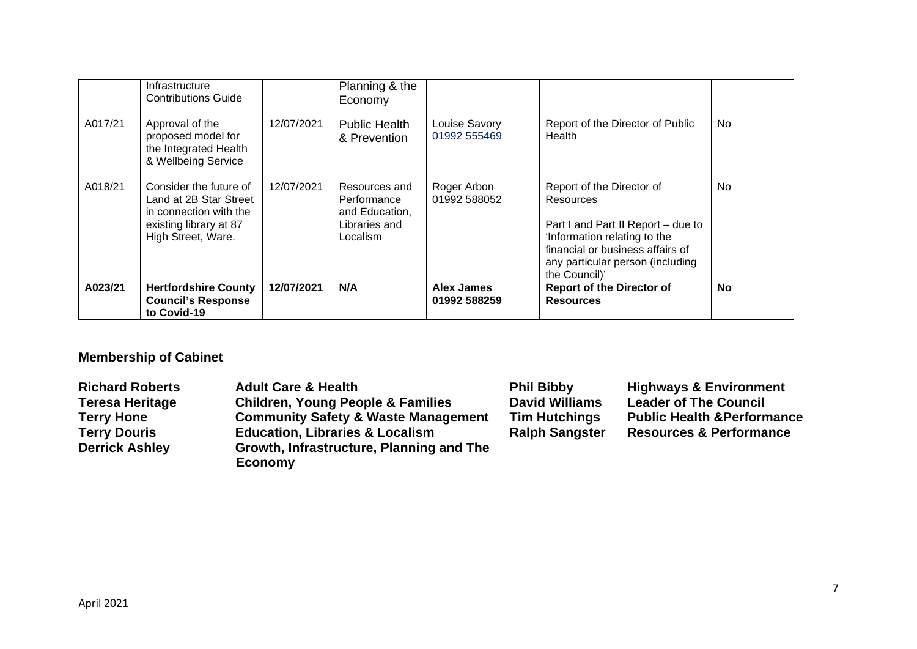|  | Infrastructure Contributions Guide |  | Planning & the Economy |  |  |  |
|---|---|---|---|---|---|---|
| A017/21 | Approval of the proposed model for the Integrated Health & Wellbeing Service | 12/07/2021 | Public Health & Prevention | Louise Savory 01992 555469 | Report of the Director of Public Health | No |
| A018/21 | Consider the future of Land at 2B Star Street in connection with the existing library at 87 High Street, Ware. | 12/07/2021 | Resources and Performance and Education, Libraries and Localism | Roger Arbon 01992 588052 | Report of the Director of Resources<br><br>Part I and Part II Report – due to 'Information relating to the financial or business affairs of any particular person (including the Council)' | No |
| **A023/21** | **Hertfordshire County Council's Response to Covid-19** | **12/07/2021** | **N/A** | **Alex James 01992 588259** | **Report of the Director of Resources** | **No** |

## Membership of Cabinet

| | | | |
|---|---|---|---|
| **Richard Roberts** | **Adult Care & Health** | **Phil Bibby** | **Highways & Environment** |
| **Teresa Heritage** | **Children, Young People & Families** | **David Williams** | **Leader of The Council** |
| **Terry Hone** | **Community Safety & Waste Management** | **Tim Hutchings** | **Public Health &Performance** |
| **Terry Douris** | **Education, Libraries & Localism** | **Ralph Sangster** | **Resources & Performance** |
| **Derrick Ashley** | **Growth, Infrastructure, Planning and The Economy** | | |

April 2021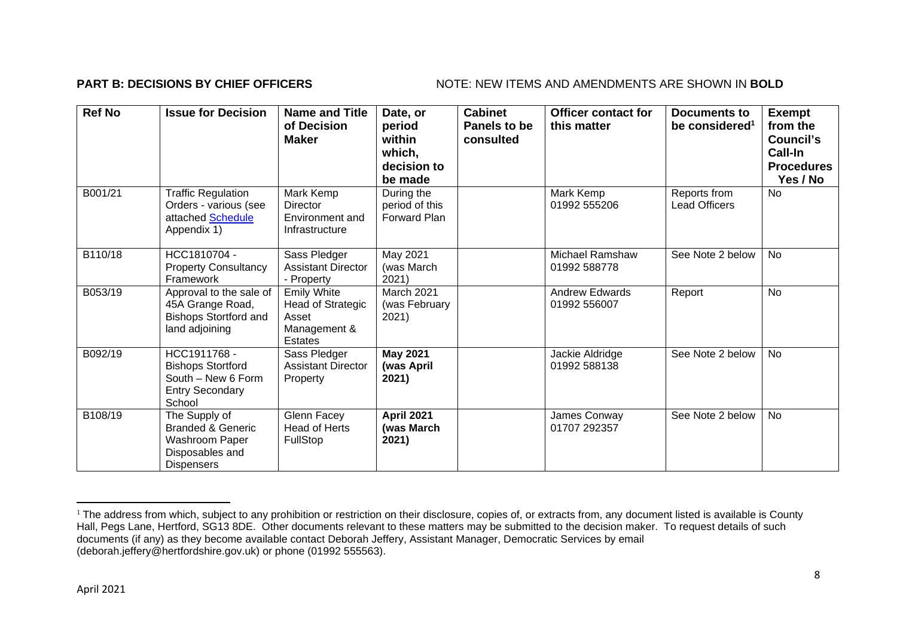**PART B: DECISIONS BY CHIEF OFFICERS** NOTE: NEW ITEMS AND AMENDMENTS ARE SHOWN IN **BOLD**

| Ref No | Issue for Decision | Name and Title of Decision Maker | Date, or period within which, decision to be made | Cabinet Panels to be consulted | Officer contact for this matter | Documents to be considered[1] | Exempt from the Council's Call-In Procedures Yes / No |
|---|---|---|---|---|---|---|---|
| B001/21 | Traffic Regulation Orders - various (see attached Schedule Appendix 1) | Mark Kemp Director Environment and Infrastructure | During the period of this Forward Plan | | Mark Kemp 01992 555206 | Reports from Lead Officers | No |
| B110/18 | HCC1810704 - Property Consultancy Framework | Sass Pledger Assistant Director - Property | May 2021 (was March 2021) | | Michael Ramshaw 01992 588778 | See Note 2 below | No |
| B053/19 | Approval to the sale of 45A Grange Road, Bishops Stortford and land adjoining | Emily White Head of Strategic Asset Management & Estates | March 2021 (was February 2021) | | Andrew Edwards 01992 556007 | Report | No |
| B092/19 | HCC1911768 - Bishops Stortford South – New 6 Form Entry Secondary School | Sass Pledger Assistant Director Property | **May 2021 (was April 2021)** | | Jackie Aldridge 01992 588138 | See Note 2 below | No |
| B108/19 | The Supply of Branded & Generic Washroom Paper Disposables and Dispensers | Glenn Facey Head of Herts FullStop | **April 2021 (was March 2021)** | | James Conway 01707 292357 | See Note 2 below | No |

[1] The address from which, subject to any prohibition or restriction on their disclosure, copies of, or extracts from, any document listed is available is County Hall, Pegs Lane, Hertford, SG13 8DE. Other documents relevant to these matters may be submitted to the decision maker. To request details of such documents (if any) as they become available contact Deborah Jeffery, Assistant Manager, Democratic Services by email (deborah.jeffery@hertfordshire.gov.uk) or phone (01992 555563).

April 2021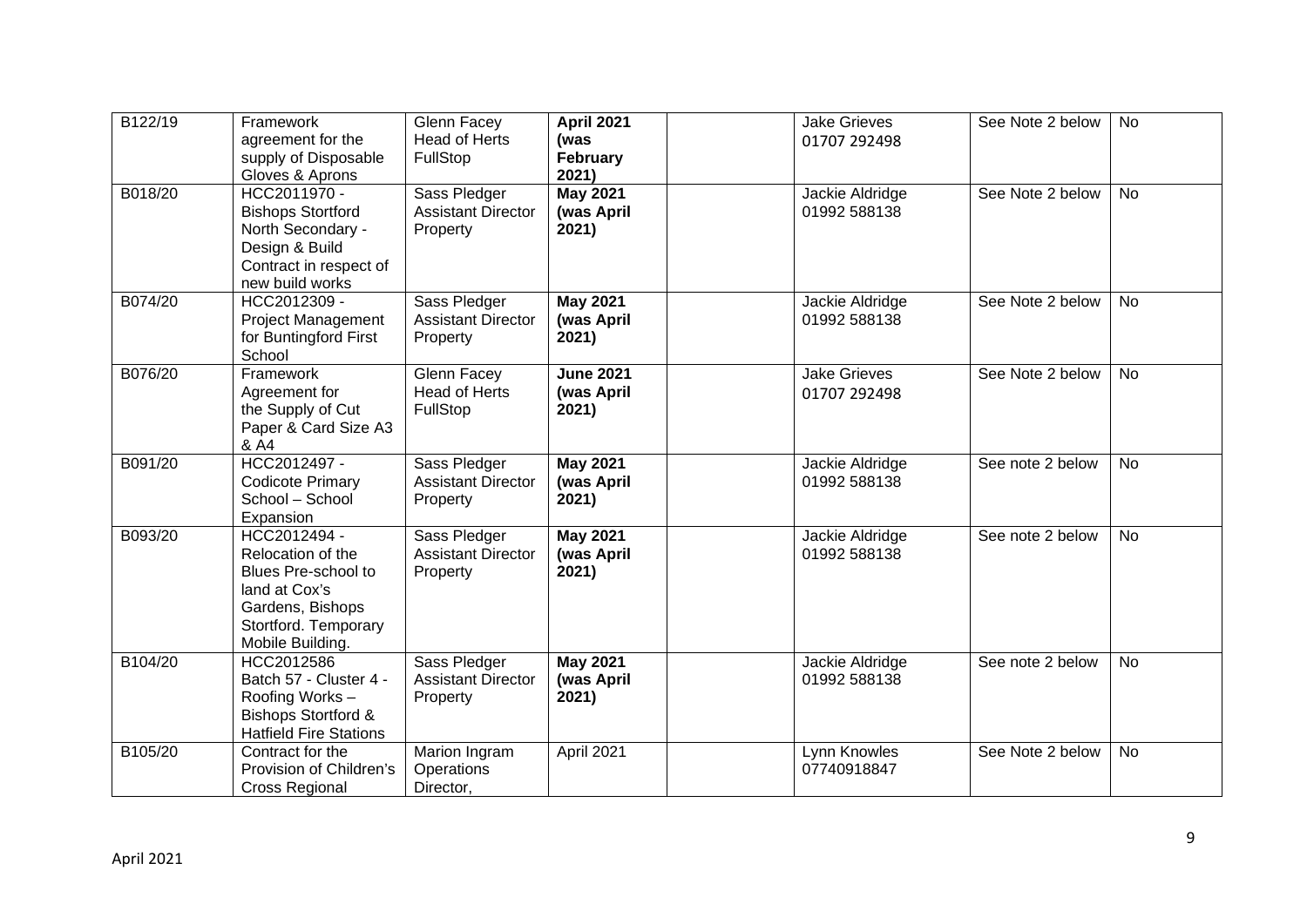| | | | | | | | |
|---|---|---|---|---|---|---|---|
| B122/19 | Framework agreement for the supply of Disposable Gloves & Aprons | Glenn Facey Head of Herts FullStop | **April 2021 (was February 2021)** | | Jake Grieves 01707 292498 | See Note 2 below | No |
| B018/20 | HCC2011970 - Bishops Stortford North Secondary - Design & Build Contract in respect of new build works | Sass Pledger Assistant Director Property | **May 2021 (was April 2021)** | | Jackie Aldridge 01992 588138 | See Note 2 below | No |
| B074/20 | HCC2012309 - Project Management for Buntingford First School | Sass Pledger Assistant Director Property | **May 2021 (was April 2021)** | | Jackie Aldridge 01992 588138 | See Note 2 below | No |
| B076/20 | Framework Agreement for the Supply of Cut Paper & Card Size A3 & A4 | Glenn Facey Head of Herts FullStop | **June 2021 (was April 2021)** | | Jake Grieves 01707 292498 | See Note 2 below | No |
| B091/20 | HCC2012497 - Codicote Primary School – School Expansion | Sass Pledger Assistant Director Property | **May 2021 (was April 2021)** | | Jackie Aldridge 01992 588138 | See note 2 below | No |
| B093/20 | HCC2012494 - Relocation of the Blues Pre-school to land at Cox's Gardens, Bishops Stortford. Temporary Mobile Building. | Sass Pledger Assistant Director Property | **May 2021 (was April 2021)** | | Jackie Aldridge 01992 588138 | See note 2 below | No |
| B104/20 | HCC2012586 Batch 57 - Cluster 4 - Roofing Works – Bishops Stortford & Hatfield Fire Stations | Sass Pledger Assistant Director Property | **May 2021 (was April 2021)** | | Jackie Aldridge 01992 588138 | See note 2 below | No |
| B105/20 | Contract for the Provision of Children's Cross Regional | Marion Ingram Operations Director, | April 2021 | | Lynn Knowles 07740918847 | See Note 2 below | No |

April 2021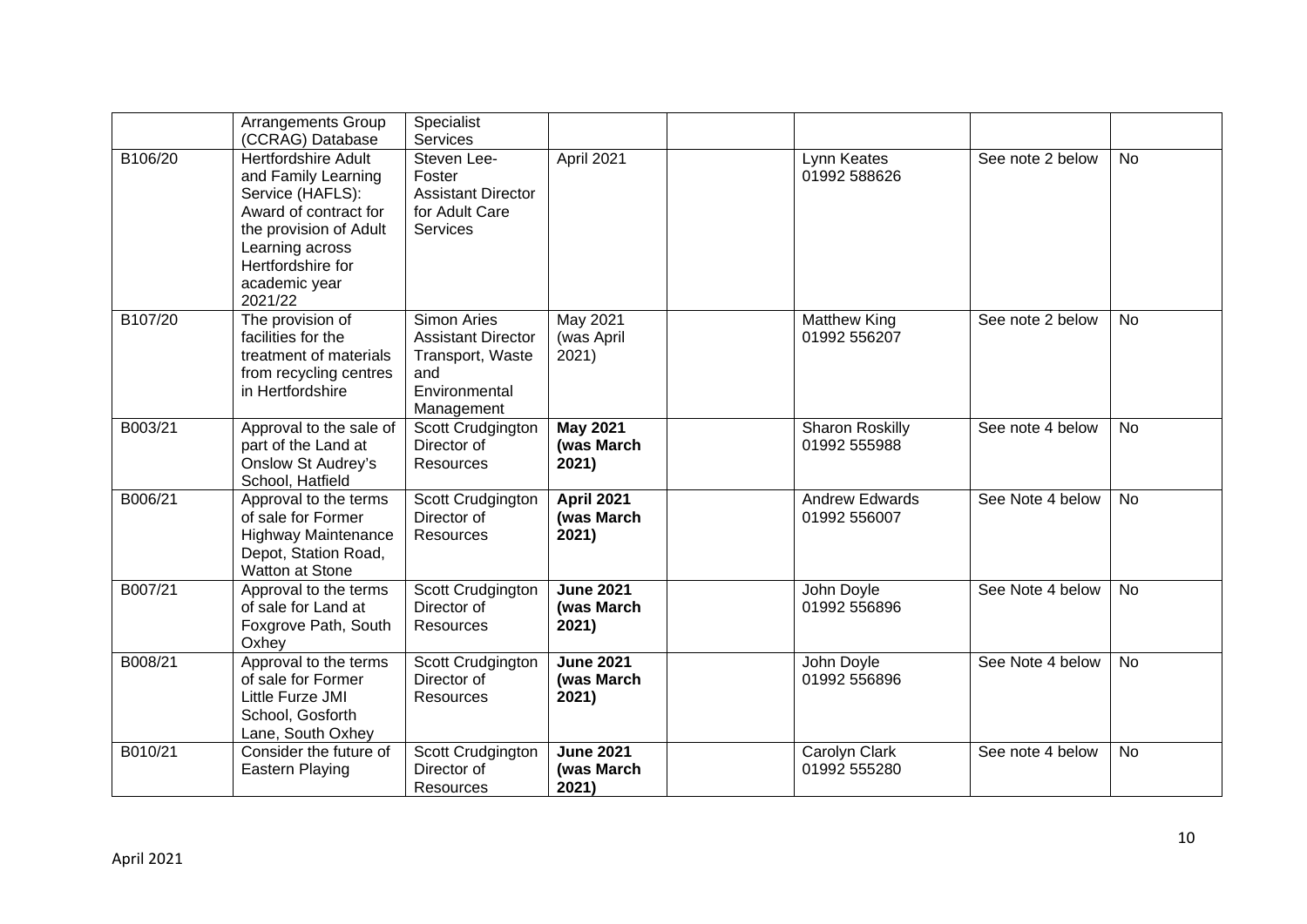| | | | | | | | |
|---|---|---|---|---|---|---|---|
| | Arrangements Group (CCRAG) Database | Specialist Services | | | | | |
| B106/20 | Hertfordshire Adult and Family Learning Service (HAFLS): Award of contract for the provision of Adult Learning across Hertfordshire for academic year 2021/22 | Steven Lee-Foster Assistant Director for Adult Care Services | April 2021 | | Lynn Keates 01992 588626 | See note 2 below | No |
| B107/20 | The provision of facilities for the treatment of materials from recycling centres in Hertfordshire | Simon Aries Assistant Director Transport, Waste and Environmental Management | May 2021 (was April 2021) | | Matthew King 01992 556207 | See note 2 below | No |
| B003/21 | Approval to the sale of part of the Land at Onslow St Audrey's School, Hatfield | Scott Crudgington Director of Resources | **May 2021 (was March 2021)** | | Sharon Roskilly 01992 555988 | See note 4 below | No |
| B006/21 | Approval to the terms of sale for Former Highway Maintenance Depot, Station Road, Watton at Stone | Scott Crudgington Director of Resources | **April 2021 (was March 2021)** | | Andrew Edwards 01992 556007 | See Note 4 below | No |
| B007/21 | Approval to the terms of sale for Land at Foxgrove Path, South Oxhey | Scott Crudgington Director of Resources | **June 2021 (was March 2021)** | | John Doyle 01992 556896 | See Note 4 below | No |
| B008/21 | Approval to the terms of sale for Former Little Furze JMI School, Gosforth Lane, South Oxhey | Scott Crudgington Director of Resources | **June 2021 (was March 2021)** | | John Doyle 01992 556896 | See Note 4 below | No |
| B010/21 | Consider the future of Eastern Playing | Scott Crudgington Director of Resources | **June 2021 (was March 2021)** | | Carolyn Clark 01992 555280 | See note 4 below | No |

April 2021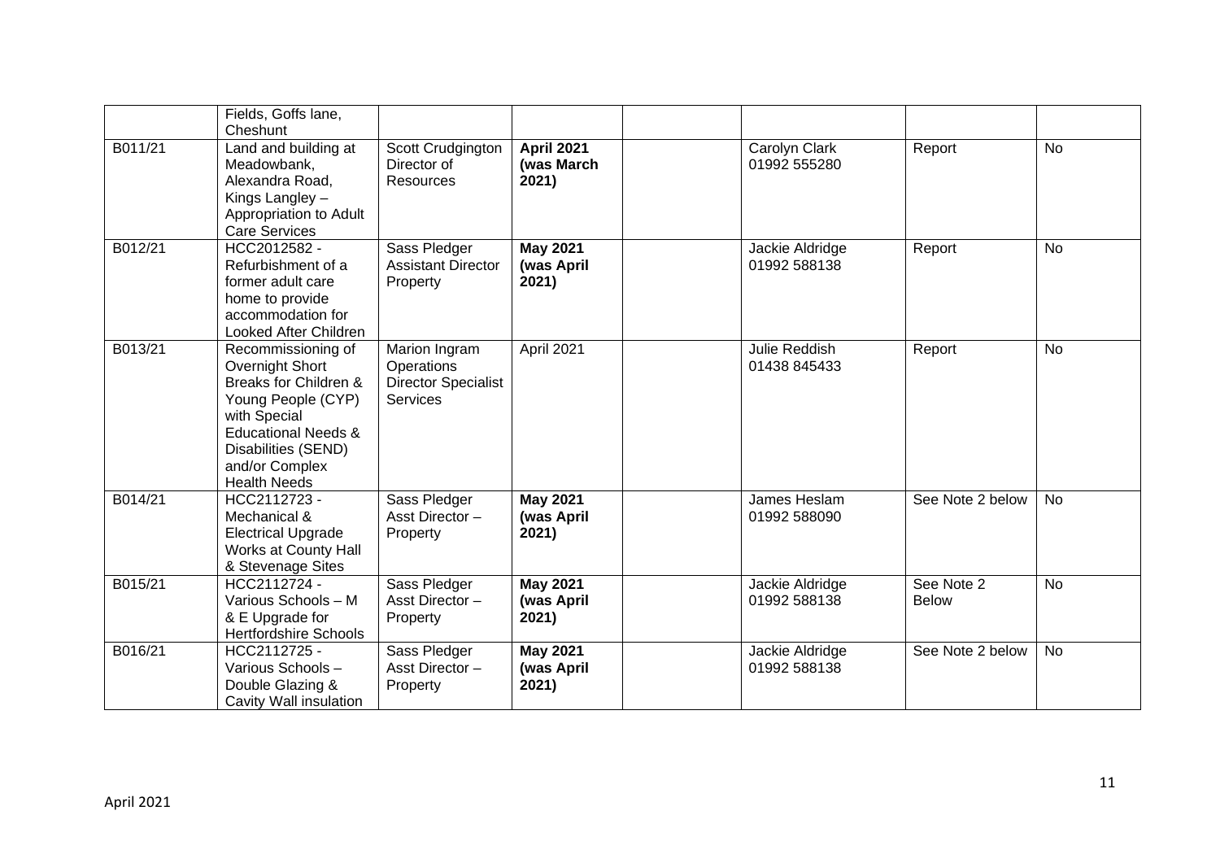| | | | | | | | |
|---|---|---|---|---|---|---|---|
| | Fields, Goffs lane, Cheshunt | | | | | | |
| B011/21 | Land and building at Meadowbank, Alexandra Road, Kings Langley – Appropriation to Adult Care Services | Scott Crudgington Director of Resources | **April 2021 (was March 2021)** | | Carolyn Clark 01992 555280 | Report | No |
| B012/21 | HCC2012582 - Refurbishment of a former adult care home to provide accommodation for Looked After Children | Sass Pledger Assistant Director Property | **May 2021 (was April 2021)** | | Jackie Aldridge 01992 588138 | Report | No |
| B013/21 | Recommissioning of Overnight Short Breaks for Children & Young People (CYP) with Special Educational Needs & Disabilities (SEND) and/or Complex Health Needs | Marion Ingram Operations Director Specialist Services | April 2021 | | Julie Reddish 01438 845433 | Report | No |
| B014/21 | HCC2112723 - Mechanical & Electrical Upgrade Works at County Hall & Stevenage Sites | Sass Pledger Asst Director – Property | **May 2021 (was April 2021)** | | James Heslam 01992 588090 | See Note 2 below | No |
| B015/21 | HCC2112724 - Various Schools – M & E Upgrade for Hertfordshire Schools | Sass Pledger Asst Director – Property | **May 2021 (was April 2021)** | | Jackie Aldridge 01992 588138 | See Note 2 Below | No |
| B016/21 | HCC2112725 - Various Schools – Double Glazing & Cavity Wall insulation | Sass Pledger Asst Director – Property | **May 2021 (was April 2021)** | | Jackie Aldridge 01992 588138 | See Note 2 below | No |

April 2021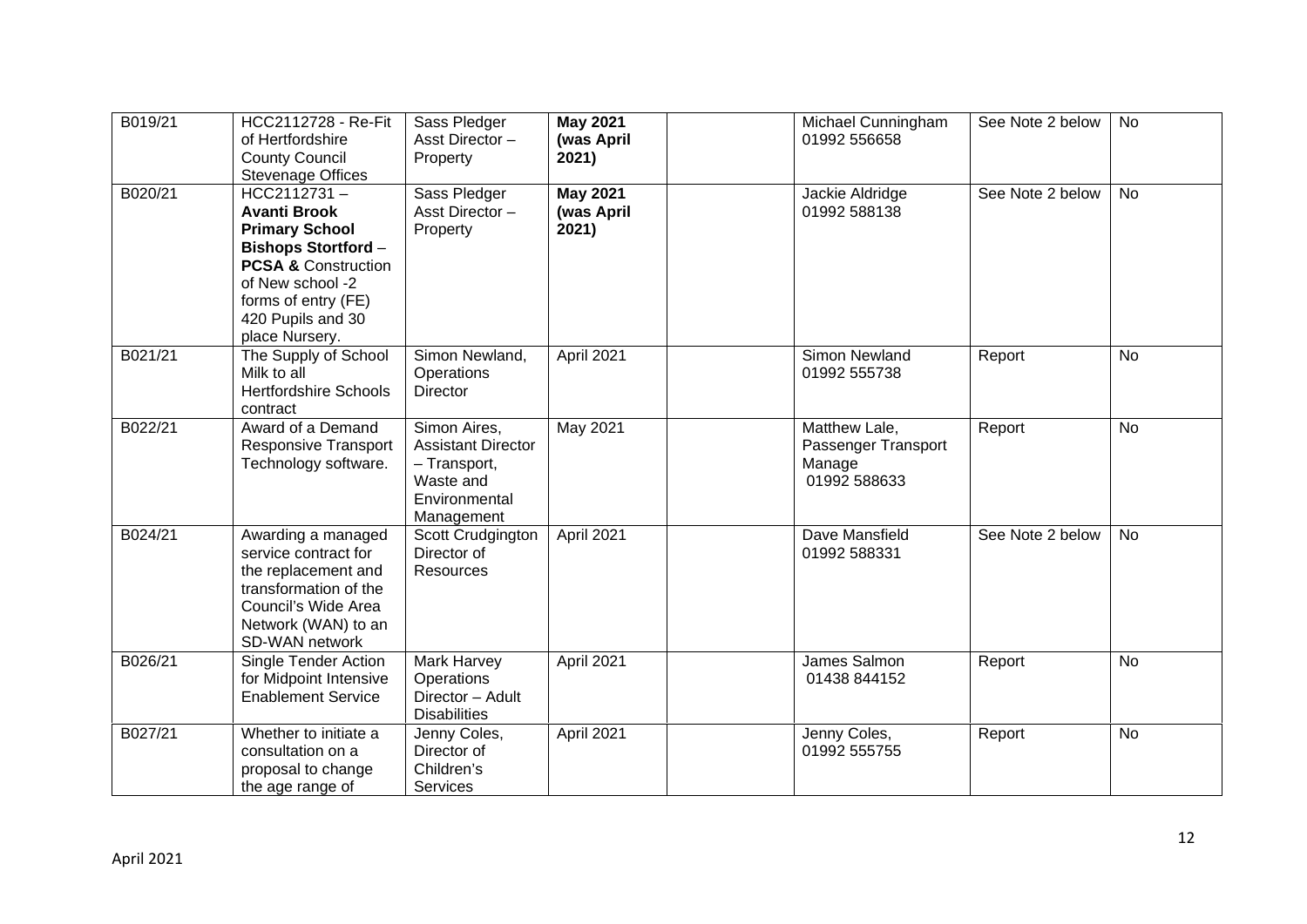| B019/21 | HCC2112728 - Re-Fit of Hertfordshire County Council Stevenage Offices | Sass Pledger Asst Director – Property | **May 2021 (was April 2021)** | | Michael Cunningham 01992 556658 | See Note 2 below | No |
|---|---|---|---|---|---|---|---|
| B020/21 | HCC2112731 – **Avanti Brook Primary School Bishops Stortford** – **PCSA &** Construction of New school -2 forms of entry (FE) 420 Pupils and 30 place Nursery. | Sass Pledger Asst Director – Property | **May 2021 (was April 2021)** | | Jackie Aldridge 01992 588138 | See Note 2 below | No |
| B021/21 | The Supply of School Milk to all Hertfordshire Schools contract | Simon Newland, Operations Director | April 2021 | | Simon Newland 01992 555738 | Report | No |
| B022/21 | Award of a Demand Responsive Transport Technology software. | Simon Aires, Assistant Director – Transport, Waste and Environmental Management | May 2021 | | Matthew Lale, Passenger Transport Manage 01992 588633 | Report | No |
| B024/21 | Awarding a managed service contract for the replacement and transformation of the Council's Wide Area Network (WAN) to an SD-WAN network | Scott Crudgington Director of Resources | April 2021 | | Dave Mansfield 01992 588331 | See Note 2 below | No |
| B026/21 | Single Tender Action for Midpoint Intensive Enablement Service | Mark Harvey Operations Director – Adult Disabilities | April 2021 | | James Salmon 01438 844152 | Report | No |
| B027/21 | Whether to initiate a consultation on a proposal to change the age range of | Jenny Coles, Director of Children's Services | April 2021 | | Jenny Coles, 01992 555755 | Report | No |

April 2021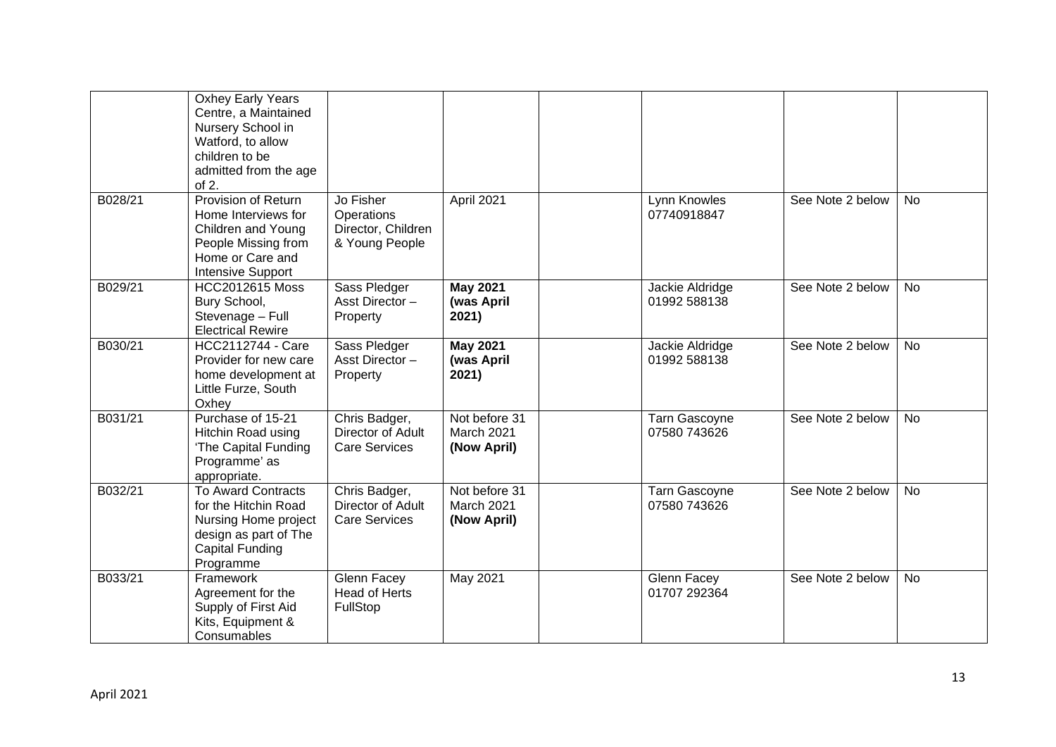|  |  |  |  |  |  |  |  |
|---|---|---|---|---|---|---|---|
|  | Oxhey Early Years Centre, a Maintained Nursery School in Watford, to allow children to be admitted from the age of 2. |  |  |  |  |  |  |
| B028/21 | Provision of Return Home Interviews for Children and Young People Missing from Home or Care and Intensive Support | Jo Fisher Operations Director, Children & Young People | April 2021 |  | Lynn Knowles 07740918847 | See Note 2 below | No |
| B029/21 | HCC2012615 Moss Bury School, Stevenage – Full Electrical Rewire | Sass Pledger Asst Director – Property | **May 2021 (was April 2021)** |  | Jackie Aldridge 01992 588138 | See Note 2 below | No |
| B030/21 | HCC2112744 - Care Provider for new care home development at Little Furze, South Oxhey | Sass Pledger Asst Director – Property | **May 2021 (was April 2021)** |  | Jackie Aldridge 01992 588138 | See Note 2 below | No |
| B031/21 | Purchase of 15-21 Hitchin Road using 'The Capital Funding Programme' as appropriate. | Chris Badger, Director of Adult Care Services | Not before 31 March 2021 **(Now April)** |  | Tarn Gascoyne 07580 743626 | See Note 2 below | No |
| B032/21 | To Award Contracts for the Hitchin Road Nursing Home project design as part of The Capital Funding Programme | Chris Badger, Director of Adult Care Services | Not before 31 March 2021 **(Now April)** |  | Tarn Gascoyne 07580 743626 | See Note 2 below | No |
| B033/21 | Framework Agreement for the Supply of First Aid Kits, Equipment & Consumables | Glenn Facey Head of Herts FullStop | May 2021 |  | Glenn Facey 01707 292364 | See Note 2 below | No |

April 2021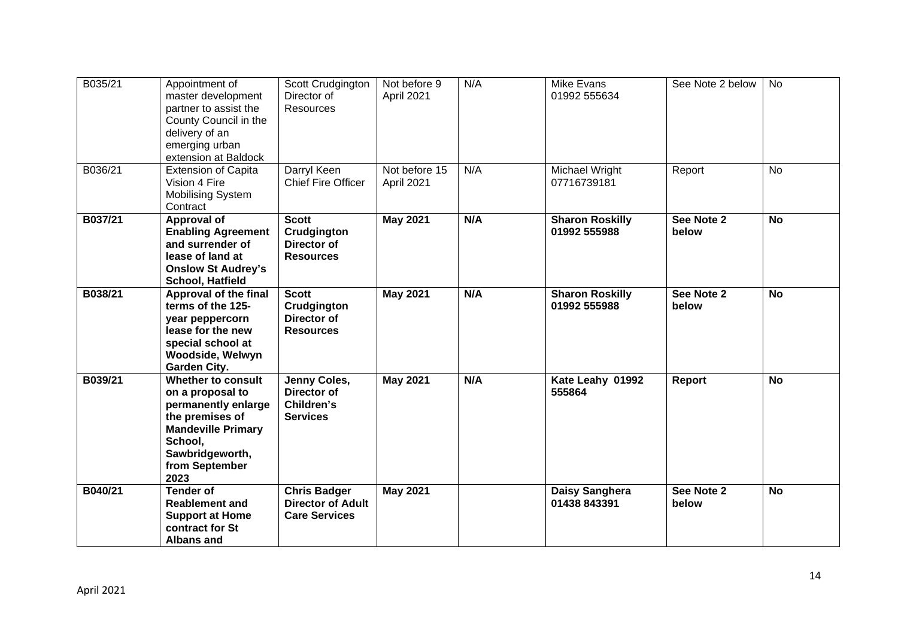| B035/21 | Appointment of master development partner to assist the County Council in the delivery of an emerging urban extension at Baldock | Scott Crudgington Director of Resources | Not before 9 April 2021 | N/A | Mike Evans 01992 555634 | See Note 2 below | No |
|---|---|---|---|---|---|---|---|
| B036/21 | Extension of Capita Vision 4 Fire Mobilising System Contract | Darryl Keen Chief Fire Officer | Not before 15 April 2021 | N/A | Michael Wright 07716739181 | Report | No |
| **B037/21** | **Approval of Enabling Agreement and surrender of lease of land at Onslow St Audrey's School, Hatfield** | **Scott Crudgington Director of Resources** | **May 2021** | **N/A** | **Sharon Roskilly 01992 555988** | **See Note 2 below** | **No** |
| **B038/21** | **Approval of the final terms of the 125-year peppercorn lease for the new special school at Woodside, Welwyn Garden City.** | **Scott Crudgington Director of Resources** | **May 2021** | **N/A** | **Sharon Roskilly 01992 555988** | **See Note 2 below** | **No** |
| **B039/21** | **Whether to consult on a proposal to permanently enlarge the premises of Mandeville Primary School, Sawbridgeworth, from September 2023** | **Jenny Coles, Director of Children's Services** | **May 2021** | **N/A** | **Kate Leahy 01992 555864** | **Report** | **No** |
| **B040/21** | **Tender of Reablement and Support at Home contract for St Albans and** | **Chris Badger Director of Adult Care Services** | **May 2021** | | **Daisy Sanghera 01438 843391** | **See Note 2 below** | **No** |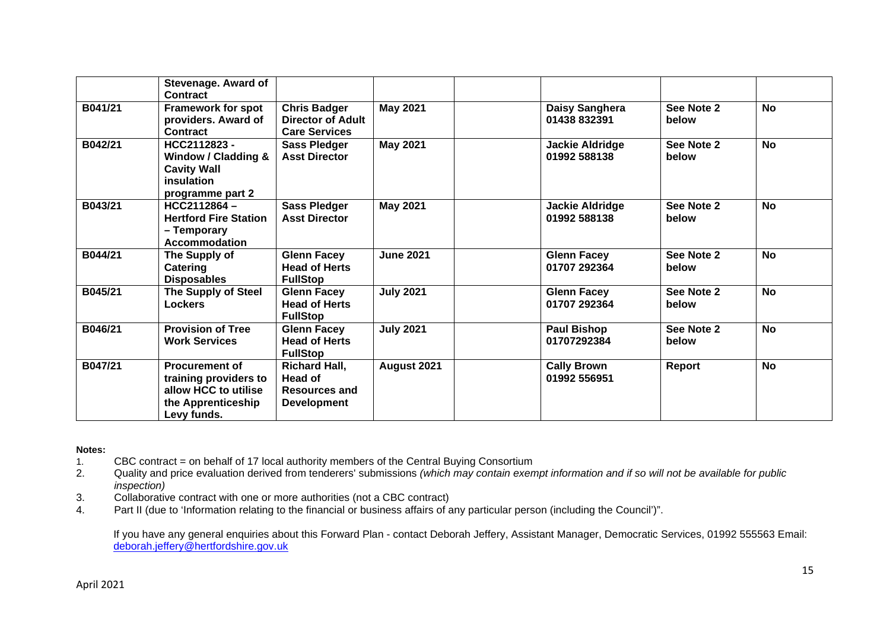| | | | | | | | |
|---|---|---|---|---|---|---|---|
| | **Stevenage. Award of Contract** | | | | | | |
| **B041/21** | **Framework for spot providers. Award of Contract** | **Chris Badger Director of Adult Care Services** | **May 2021** | | **Daisy Sanghera 01438 832391** | **See Note 2 below** | **No** |
| **B042/21** | **HCC2112823 - Window / Cladding & Cavity Wall insulation programme part 2** | **Sass Pledger Asst Director** | **May 2021** | | **Jackie Aldridge 01992 588138** | **See Note 2 below** | **No** |
| **B043/21** | **HCC2112864 – Hertford Fire Station – Temporary Accommodation** | **Sass Pledger Asst Director** | **May 2021** | | **Jackie Aldridge 01992 588138** | **See Note 2 below** | **No** |
| **B044/21** | **The Supply of Catering Disposables** | **Glenn Facey Head of Herts FullStop** | **June 2021** | | **Glenn Facey 01707 292364** | **See Note 2 below** | **No** |
| **B045/21** | **The Supply of Steel Lockers** | **Glenn Facey Head of Herts FullStop** | **July 2021** | | **Glenn Facey 01707 292364** | **See Note 2 below** | **No** |
| **B046/21** | **Provision of Tree Work Services** | **Glenn Facey Head of Herts FullStop** | **July 2021** | | **Paul Bishop 01707292384** | **See Note 2 below** | **No** |
| **B047/21** | **Procurement of training providers to allow HCC to utilise the Apprenticeship Levy funds.** | **Richard Hall, Head of Resources and Development** | **August 2021** | | **Cally Brown 01992 556951** | **Report** | **No** |

**Notes:**

1. CBC contract = on behalf of 17 local authority members of the Central Buying Consortium
2. Quality and price evaluation derived from tenderers' submissions *(which may contain exempt information and if so will not be available for public inspection)*
3. Collaborative contract with one or more authorities (not a CBC contract)
4. Part II (due to 'Information relating to the financial or business affairs of any particular person (including the Council')".

If you have any general enquiries about this Forward Plan - contact Deborah Jeffery, Assistant Manager, Democratic Services, 01992 555563 Email: deborah.jeffery@hertfordshire.gov.uk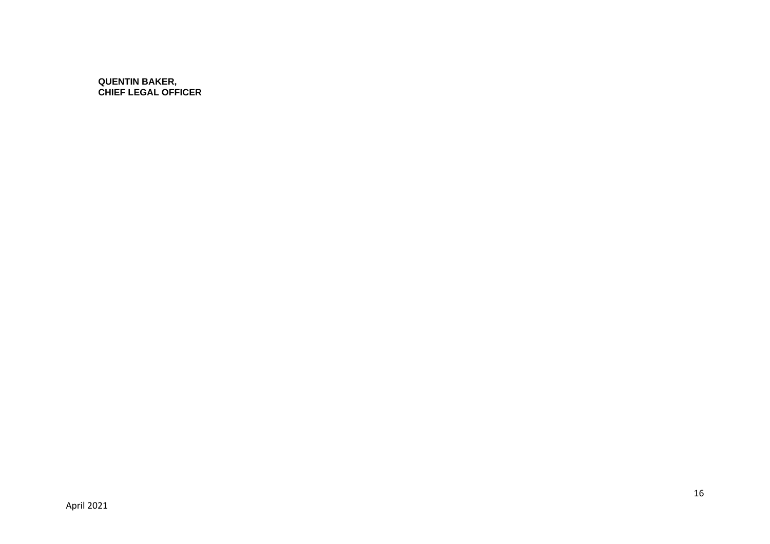**QUENTIN BAKER,**
**CHIEF LEGAL OFFICER**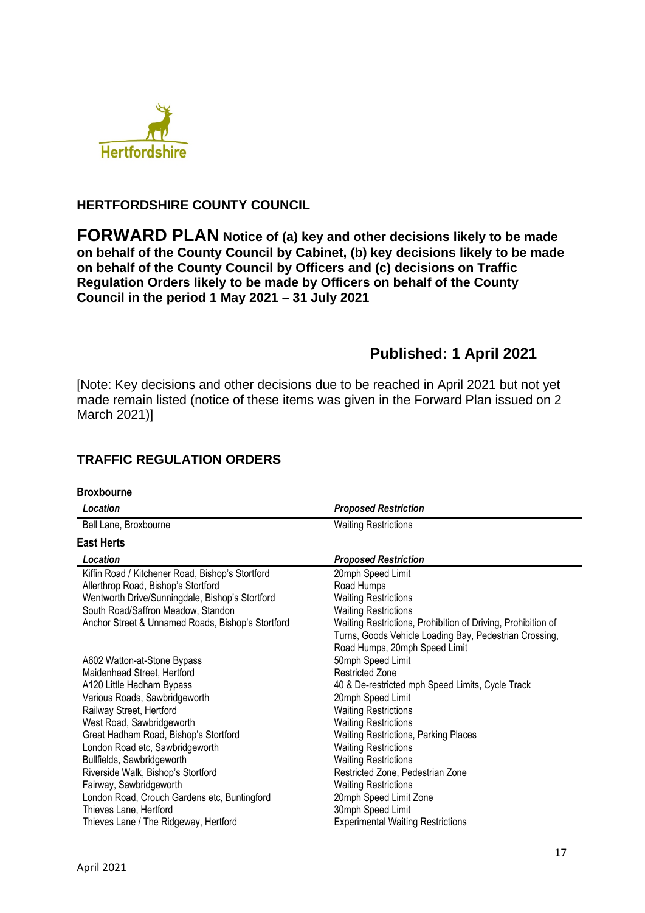**HERTFORDSHIRE COUNTY COUNCIL**

# FORWARD PLAN Notice of (a) key and other decisions likely to be made on behalf of the County Council by Cabinet, (b) key decisions likely to be made on behalf of the County Council by Officers and (c) decisions on Traffic Regulation Orders likely to be made by Officers on behalf of the County Council in the period 1 May 2021 – 31 July 2021

## Published: 1 April 2021

[Note: Key decisions and other decisions due to be reached in April 2021 but not yet made remain listed (notice of these items was given in the Forward Plan issued on 2 March 2021)]

## TRAFFIC REGULATION ORDERS

### Broxbourne

| *Location* | *Proposed Restriction* |
|---|---|
| Bell Lane, Broxbourne | Waiting Restrictions |

### East Herts

| *Location* | *Proposed Restriction* |
|---|---|
| Kiffin Road / Kitchener Road, Bishop's Stortford | 20mph Speed Limit |
| Allerthrop Road, Bishop's Stortford | Road Humps |
| Wentworth Drive/Sunningdale, Bishop's Stortford | Waiting Restrictions |
| South Road/Saffron Meadow, Standon | Waiting Restrictions |
| Anchor Street & Unnamed Roads, Bishop's Stortford | Waiting Restrictions, Prohibition of Driving, Prohibition of Turns, Goods Vehicle Loading Bay, Pedestrian Crossing, Road Humps, 20mph Speed Limit |
| A602 Watton-at-Stone Bypass | 50mph Speed Limit |
| Maidenhead Street, Hertford | Restricted Zone |
| A120 Little Hadham Bypass | 40 & De-restricted mph Speed Limits, Cycle Track |
| Various Roads, Sawbridgeworth | 20mph Speed Limit |
| Railway Street, Hertford | Waiting Restrictions |
| West Road, Sawbridgeworth | Waiting Restrictions |
| Great Hadham Road, Bishop's Stortford | Waiting Restrictions, Parking Places |
| London Road etc, Sawbridgeworth | Waiting Restrictions |
| Bullfields, Sawbridgeworth | Waiting Restrictions |
| Riverside Walk, Bishop's Stortford | Restricted Zone, Pedestrian Zone |
| Fairway, Sawbridgeworth | Waiting Restrictions |
| London Road, Crouch Gardens etc, Buntingford | 20mph Speed Limit Zone |
| Thieves Lane, Hertford | 30mph Speed Limit |
| Thieves Lane / The Ridgeway, Hertford | Experimental Waiting Restrictions |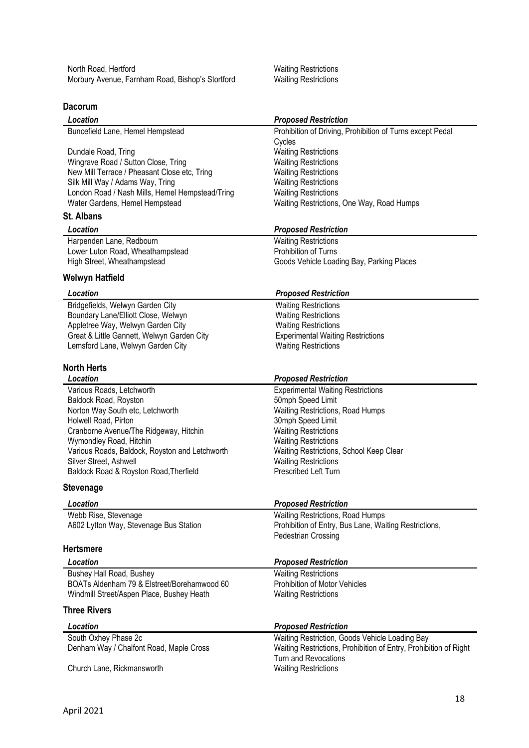| | |
|---|---|
| North Road, Hertford | Waiting Restrictions |
| Morbury Avenue, Farnham Road, Bishop's Stortford | Waiting Restrictions |

## Dacorum

| *Location* | *Proposed Restriction* |
|---|---|
| Buncefield Lane, Hemel Hempstead | Prohibition of Driving, Prohibition of Turns except Pedal Cycles |
| Dundale Road, Tring | Waiting Restrictions |
| Wingrave Road / Sutton Close, Tring | Waiting Restrictions |
| New Mill Terrace / Pheasant Close etc, Tring | Waiting Restrictions |
| Silk Mill Way / Adams Way, Tring | Waiting Restrictions |
| London Road / Nash Mills, Hemel Hempstead/Tring | Waiting Restrictions |
| Water Gardens, Hemel Hempstead | Waiting Restrictions, One Way, Road Humps |

## St. Albans

| *Location* | *Proposed Restriction* |
|---|---|
| Harpenden Lane, Redbourn | Waiting Restrictions |
| Lower Luton Road, Wheathampstead | Prohibition of Turns |
| High Street, Wheathampstead | Goods Vehicle Loading Bay, Parking Places |

## Welwyn Hatfield

| *Location* | *Proposed Restriction* |
|---|---|
| Bridgefields, Welwyn Garden City | Waiting Restrictions |
| Boundary Lane/Elliott Close, Welwyn | Waiting Restrictions |
| Appletree Way, Welwyn Garden City | Waiting Restrictions |
| Great & Little Gannett, Welwyn Garden City | Experimental Waiting Restrictions |
| Lemsford Lane, Welwyn Garden City | Waiting Restrictions |

## North Herts

| *Location* | *Proposed Restriction* |
|---|---|
| Various Roads, Letchworth | Experimental Waiting Restrictions |
| Baldock Road, Royston | 50mph Speed Limit |
| Norton Way South etc, Letchworth | Waiting Restrictions, Road Humps |
| Holwell Road, Pirton | 30mph Speed Limit |
| Cranborne Avenue/The Ridgeway, Hitchin | Waiting Restrictions |
| Wymondley Road, Hitchin | Waiting Restrictions |
| Various Roads, Baldock, Royston and Letchworth | Waiting Restrictions, School Keep Clear |
| Silver Street, Ashwell | Waiting Restrictions |
| Baldock Road & Royston Road,Therfield | Prescribed Left Turn |

## Stevenage

| *Location* | *Proposed Restriction* |
|---|---|
| Webb Rise, Stevenage | Waiting Restrictions, Road Humps |
| A602 Lytton Way, Stevenage Bus Station | Prohibition of Entry, Bus Lane, Waiting Restrictions, Pedestrian Crossing |

## Hertsmere

| *Location* | *Proposed Restriction* |
|---|---|
| Bushey Hall Road, Bushey | Waiting Restrictions |
| BOATs Aldenham 79 & Elstreet/Borehamwood 60 | Prohibition of Motor Vehicles |
| Windmill Street/Aspen Place, Bushey Heath | Waiting Restrictions |

## Three Rivers

| *Location* | *Proposed Restriction* |
|---|---|
| South Oxhey Phase 2c | Waiting Restriction, Goods Vehicle Loading Bay |
| Denham Way / Chalfont Road, Maple Cross | Waiting Restrictions, Prohibition of Entry, Prohibition of Right Turn and Revocations |
| Church Lane, Rickmansworth | Waiting Restrictions |

April 2021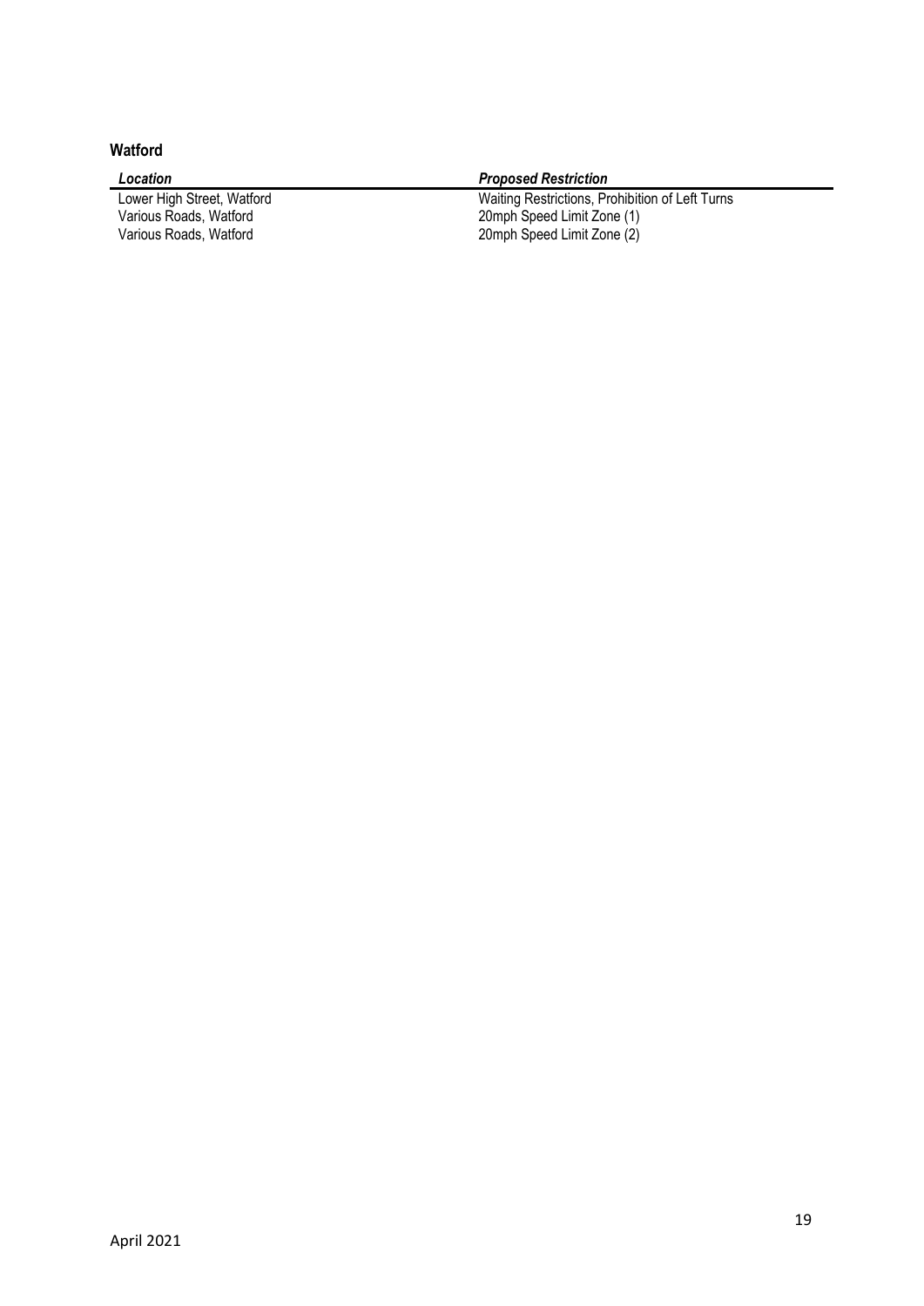**Watford**

| *Location* | *Proposed Restriction* |
| --- | --- |
| Lower High Street, Watford | Waiting Restrictions, Prohibition of Left Turns |
| Various Roads, Watford | 20mph Speed Limit Zone (1) |
| Various Roads, Watford | 20mph Speed Limit Zone (2) |

April 2021